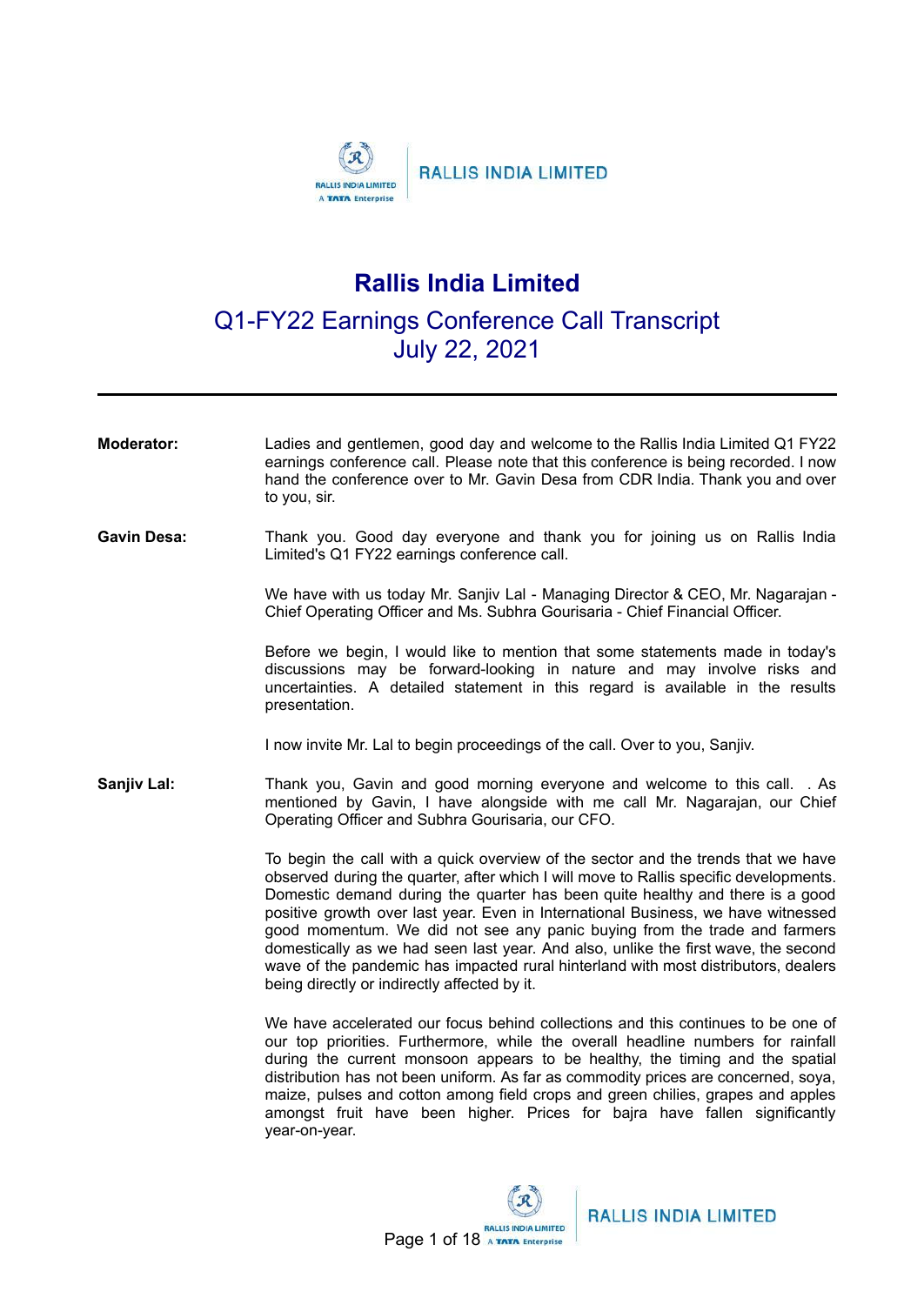# Rallis India Limited

## Q1-FY22 Earnings Conference Call Transcript
## July 22, 2021

---

**Moderator:** Ladies and gentlemen, good day and welcome to the Rallis India Limited Q1 FY22 earnings conference call. Please note that this conference is being recorded. I now hand the conference over to Mr. Gavin Desa from CDR India. Thank you and over to you, sir.

**Gavin Desa:** Thank you. Good day everyone and thank you for joining us on Rallis India Limited's Q1 FY22 earnings conference call.

We have with us today Mr. Sanjiv Lal - Managing Director & CEO, Mr. Nagarajan - Chief Operating Officer and Ms. Subhra Gourisaria - Chief Financial Officer.

Before we begin, I would like to mention that some statements made in today's discussions may be forward-looking in nature and may involve risks and uncertainties. A detailed statement in this regard is available in the results presentation.

I now invite Mr. Lal to begin proceedings of the call. Over to you, Sanjiv.

**Sanjiv Lal:** Thank you, Gavin and good morning everyone and welcome to this call. . As mentioned by Gavin, I have alongside with me call Mr. Nagarajan, our Chief Operating Officer and Subhra Gourisaria, our CFO.

To begin the call with a quick overview of the sector and the trends that we have observed during the quarter, after which I will move to Rallis specific developments. Domestic demand during the quarter has been quite healthy and there is a good positive growth over last year. Even in International Business, we have witnessed good momentum. We did not see any panic buying from the trade and farmers domestically as we had seen last year. And also, unlike the first wave, the second wave of the pandemic has impacted rural hinterland with most distributors, dealers being directly or indirectly affected by it.

We have accelerated our focus behind collections and this continues to be one of our top priorities. Furthermore, while the overall headline numbers for rainfall during the current monsoon appears to be healthy, the timing and the spatial distribution has not been uniform. As far as commodity prices are concerned, soya, maize, pulses and cotton among field crops and green chilies, grapes and apples amongst fruit have been higher. Prices for bajra have fallen significantly year-on-year.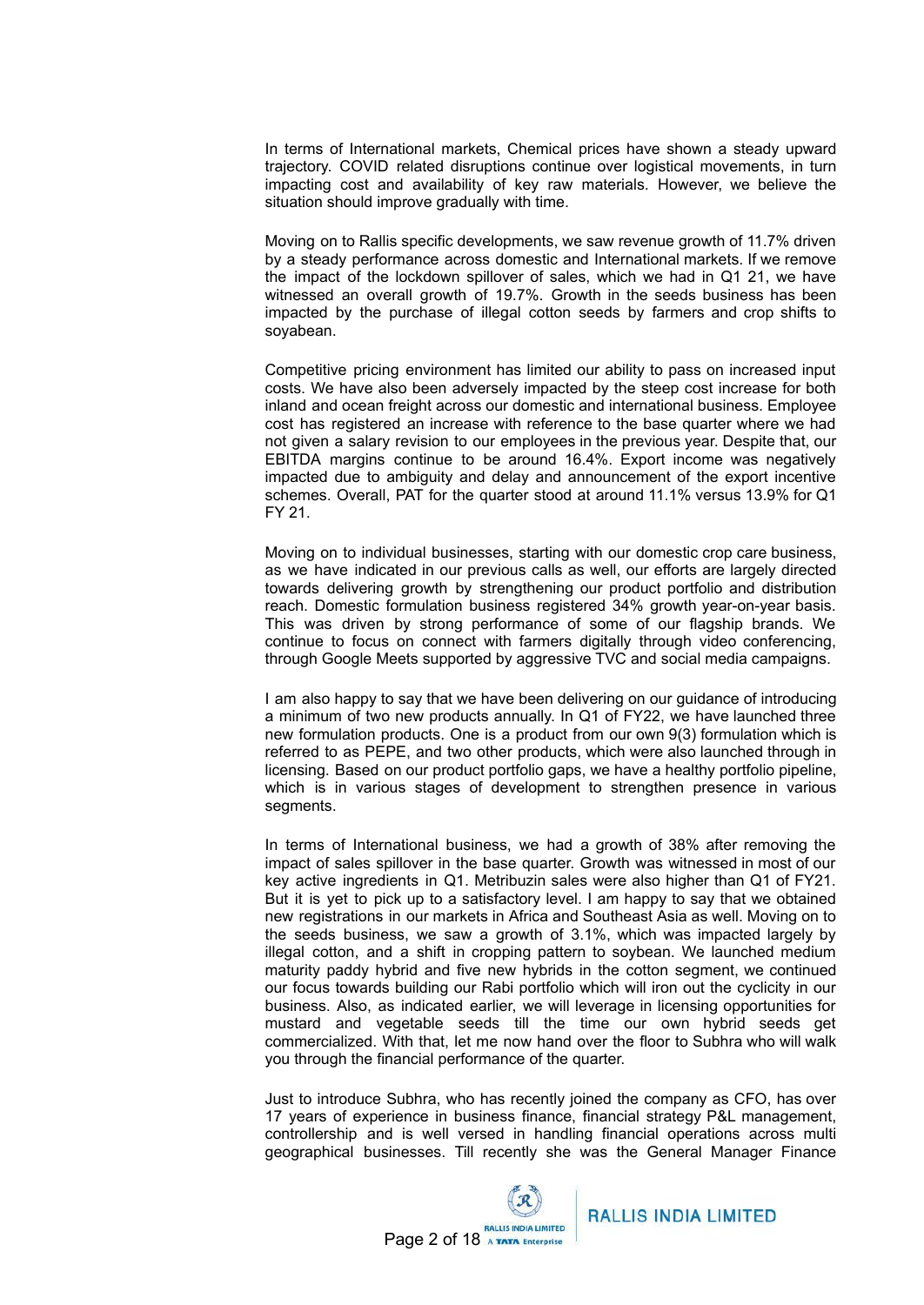In terms of International markets, Chemical prices have shown a steady upward trajectory. COVID related disruptions continue over logistical movements, in turn impacting cost and availability of key raw materials. However, we believe the situation should improve gradually with time.

Moving on to Rallis specific developments, we saw revenue growth of 11.7% driven by a steady performance across domestic and International markets. If we remove the impact of the lockdown spillover of sales, which we had in Q1 21, we have witnessed an overall growth of 19.7%. Growth in the seeds business has been impacted by the purchase of illegal cotton seeds by farmers and crop shifts to soyabean.

Competitive pricing environment has limited our ability to pass on increased input costs. We have also been adversely impacted by the steep cost increase for both inland and ocean freight across our domestic and international business. Employee cost has registered an increase with reference to the base quarter where we had not given a salary revision to our employees in the previous year. Despite that, our EBITDA margins continue to be around 16.4%. Export income was negatively impacted due to ambiguity and delay and announcement of the export incentive schemes. Overall, PAT for the quarter stood at around 11.1% versus 13.9% for Q1 FY 21.

Moving on to individual businesses, starting with our domestic crop care business, as we have indicated in our previous calls as well, our efforts are largely directed towards delivering growth by strengthening our product portfolio and distribution reach. Domestic formulation business registered 34% growth year-on-year basis. This was driven by strong performance of some of our flagship brands. We continue to focus on connect with farmers digitally through video conferencing, through Google Meets supported by aggressive TVC and social media campaigns.

I am also happy to say that we have been delivering on our guidance of introducing a minimum of two new products annually. In Q1 of FY22, we have launched three new formulation products. One is a product from our own 9(3) formulation which is referred to as PEPE, and two other products, which were also launched through in licensing. Based on our product portfolio gaps, we have a healthy portfolio pipeline, which is in various stages of development to strengthen presence in various segments.

In terms of International business, we had a growth of 38% after removing the impact of sales spillover in the base quarter. Growth was witnessed in most of our key active ingredients in Q1. Metribuzin sales were also higher than Q1 of FY21. But it is yet to pick up to a satisfactory level. I am happy to say that we obtained new registrations in our markets in Africa and Southeast Asia as well. Moving on to the seeds business, we saw a growth of 3.1%, which was impacted largely by illegal cotton, and a shift in cropping pattern to soybean. We launched medium maturity paddy hybrid and five new hybrids in the cotton segment, we continued our focus towards building our Rabi portfolio which will iron out the cyclicity in our business. Also, as indicated earlier, we will leverage in licensing opportunities for mustard and vegetable seeds till the time our own hybrid seeds get commercialized. With that, let me now hand over the floor to Subhra who will walk you through the financial performance of the quarter.

Just to introduce Subhra, who has recently joined the company as CFO, has over 17 years of experience in business finance, financial strategy P&L management, controllership and is well versed in handling financial operations across multi geographical businesses. Till recently she was the General Manager Finance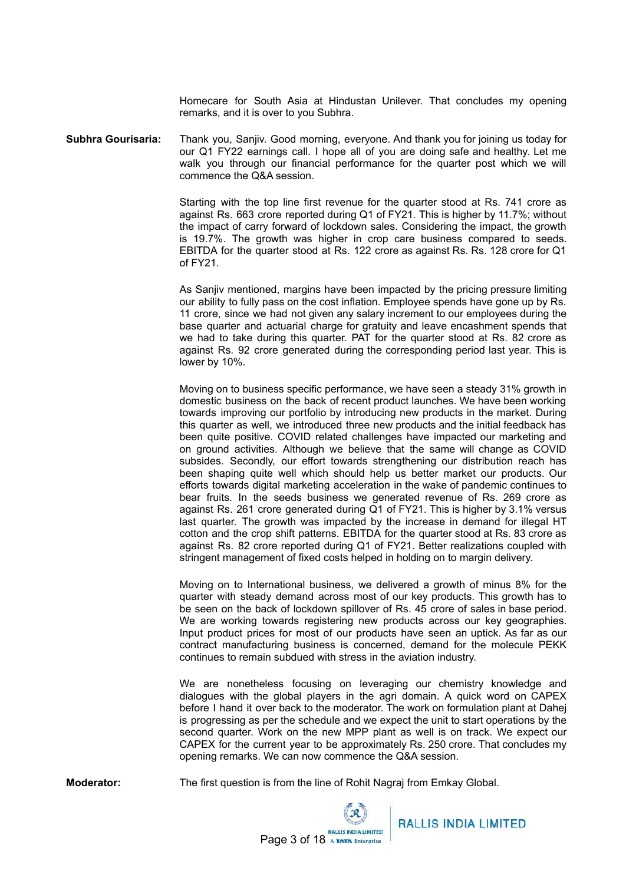Homecare for South Asia at Hindustan Unilever. That concludes my opening remarks, and it is over to you Subhra.

**Subhra Gourisaria:** Thank you, Sanjiv. Good morning, everyone. And thank you for joining us today for our Q1 FY22 earnings call. I hope all of you are doing safe and healthy. Let me walk you through our financial performance for the quarter post which we will commence the Q&A session.

Starting with the top line first revenue for the quarter stood at Rs. 741 crore as against Rs. 663 crore reported during Q1 of FY21. This is higher by 11.7%; without the impact of carry forward of lockdown sales. Considering the impact, the growth is 19.7%. The growth was higher in crop care business compared to seeds. EBITDA for the quarter stood at Rs. 122 crore as against Rs. Rs. 128 crore for Q1 of FY21.

As Sanjiv mentioned, margins have been impacted by the pricing pressure limiting our ability to fully pass on the cost inflation. Employee spends have gone up by Rs. 11 crore, since we had not given any salary increment to our employees during the base quarter and actuarial charge for gratuity and leave encashment spends that we had to take during this quarter. PAT for the quarter stood at Rs. 82 crore as against Rs. 92 crore generated during the corresponding period last year. This is lower by 10%.

Moving on to business specific performance, we have seen a steady 31% growth in domestic business on the back of recent product launches. We have been working towards improving our portfolio by introducing new products in the market. During this quarter as well, we introduced three new products and the initial feedback has been quite positive. COVID related challenges have impacted our marketing and on ground activities. Although we believe that the same will change as COVID subsides. Secondly, our effort towards strengthening our distribution reach has been shaping quite well which should help us better market our products. Our efforts towards digital marketing acceleration in the wake of pandemic continues to bear fruits. In the seeds business we generated revenue of Rs. 269 crore as against Rs. 261 crore generated during Q1 of FY21. This is higher by 3.1% versus last quarter. The growth was impacted by the increase in demand for illegal HT cotton and the crop shift patterns. EBITDA for the quarter stood at Rs. 83 crore as against Rs. 82 crore reported during Q1 of FY21. Better realizations coupled with stringent management of fixed costs helped in holding on to margin delivery.

Moving on to International business, we delivered a growth of minus 8% for the quarter with steady demand across most of our key products. This growth has to be seen on the back of lockdown spillover of Rs. 45 crore of sales in base period. We are working towards registering new products across our key geographies. Input product prices for most of our products have seen an uptick. As far as our contract manufacturing business is concerned, demand for the molecule PEKK continues to remain subdued with stress in the aviation industry.

We are nonetheless focusing on leveraging our chemistry knowledge and dialogues with the global players in the agri domain. A quick word on CAPEX before I hand it over back to the moderator. The work on formulation plant at Dahej is progressing as per the schedule and we expect the unit to start operations by the second quarter. Work on the new MPP plant as well is on track. We expect our CAPEX for the current year to be approximately Rs. 250 crore. That concludes my opening remarks. We can now commence the Q&A session.

**Moderator:** The first question is from the line of Rohit Nagraj from Emkay Global.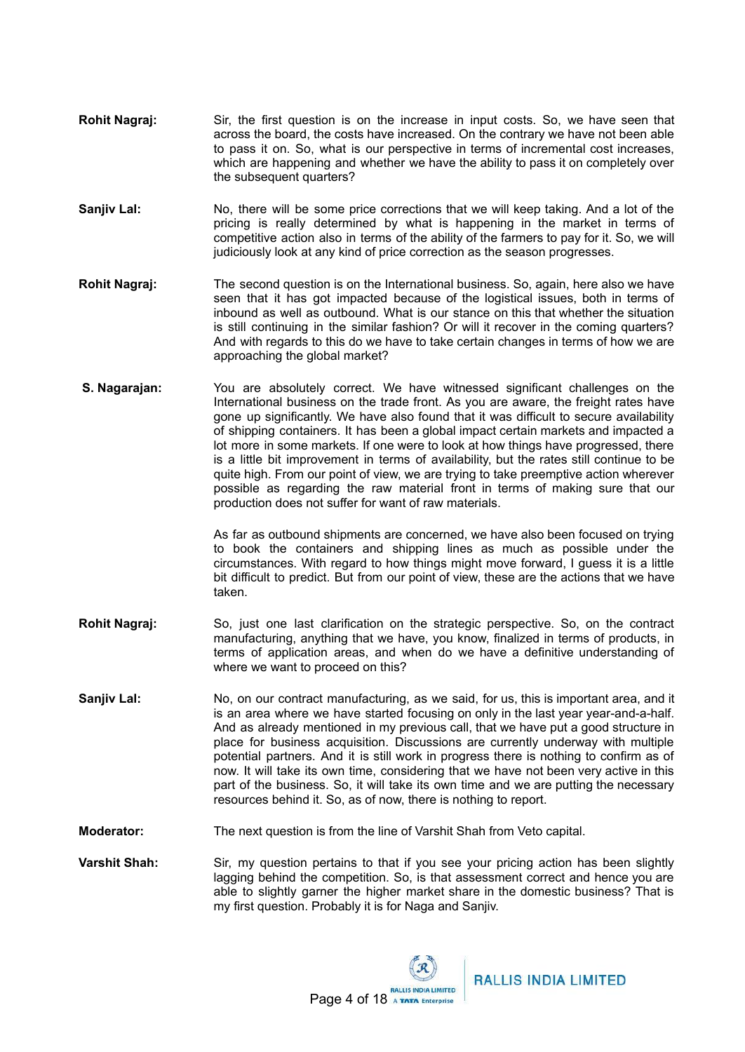**Rohit Nagraj:** Sir, the first question is on the increase in input costs. So, we have seen that across the board, the costs have increased. On the contrary we have not been able to pass it on. So, what is our perspective in terms of incremental cost increases, which are happening and whether we have the ability to pass it on completely over the subsequent quarters?

**Sanjiv Lal:** No, there will be some price corrections that we will keep taking. And a lot of the pricing is really determined by what is happening in the market in terms of competitive action also in terms of the ability of the farmers to pay for it. So, we will judiciously look at any kind of price correction as the season progresses.

**Rohit Nagraj:** The second question is on the International business. So, again, here also we have seen that it has got impacted because of the logistical issues, both in terms of inbound as well as outbound. What is our stance on this that whether the situation is still continuing in the similar fashion? Or will it recover in the coming quarters? And with regards to this do we have to take certain changes in terms of how we are approaching the global market?

**S. Nagarajan:** You are absolutely correct. We have witnessed significant challenges on the International business on the trade front. As you are aware, the freight rates have gone up significantly. We have also found that it was difficult to secure availability of shipping containers. It has been a global impact certain markets and impacted a lot more in some markets. If one were to look at how things have progressed, there is a little bit improvement in terms of availability, but the rates still continue to be quite high. From our point of view, we are trying to take preemptive action wherever possible as regarding the raw material front in terms of making sure that our production does not suffer for want of raw materials.

As far as outbound shipments are concerned, we have also been focused on trying to book the containers and shipping lines as much as possible under the circumstances. With regard to how things might move forward, I guess it is a little bit difficult to predict. But from our point of view, these are the actions that we have taken.

**Rohit Nagraj:** So, just one last clarification on the strategic perspective. So, on the contract manufacturing, anything that we have, you know, finalized in terms of products, in terms of application areas, and when do we have a definitive understanding of where we want to proceed on this?

**Sanjiv Lal:** No, on our contract manufacturing, as we said, for us, this is important area, and it is an area where we have started focusing on only in the last year year-and-a-half. And as already mentioned in my previous call, that we have put a good structure in place for business acquisition. Discussions are currently underway with multiple potential partners. And it is still work in progress there is nothing to confirm as of now. It will take its own time, considering that we have not been very active in this part of the business. So, it will take its own time and we are putting the necessary resources behind it. So, as of now, there is nothing to report.

**Moderator:** The next question is from the line of Varshit Shah from Veto capital.

**Varshit Shah:** Sir, my question pertains to that if you see your pricing action has been slightly lagging behind the competition. So, is that assessment correct and hence you are able to slightly garner the higher market share in the domestic business? That is my first question. Probably it is for Naga and Sanjiv.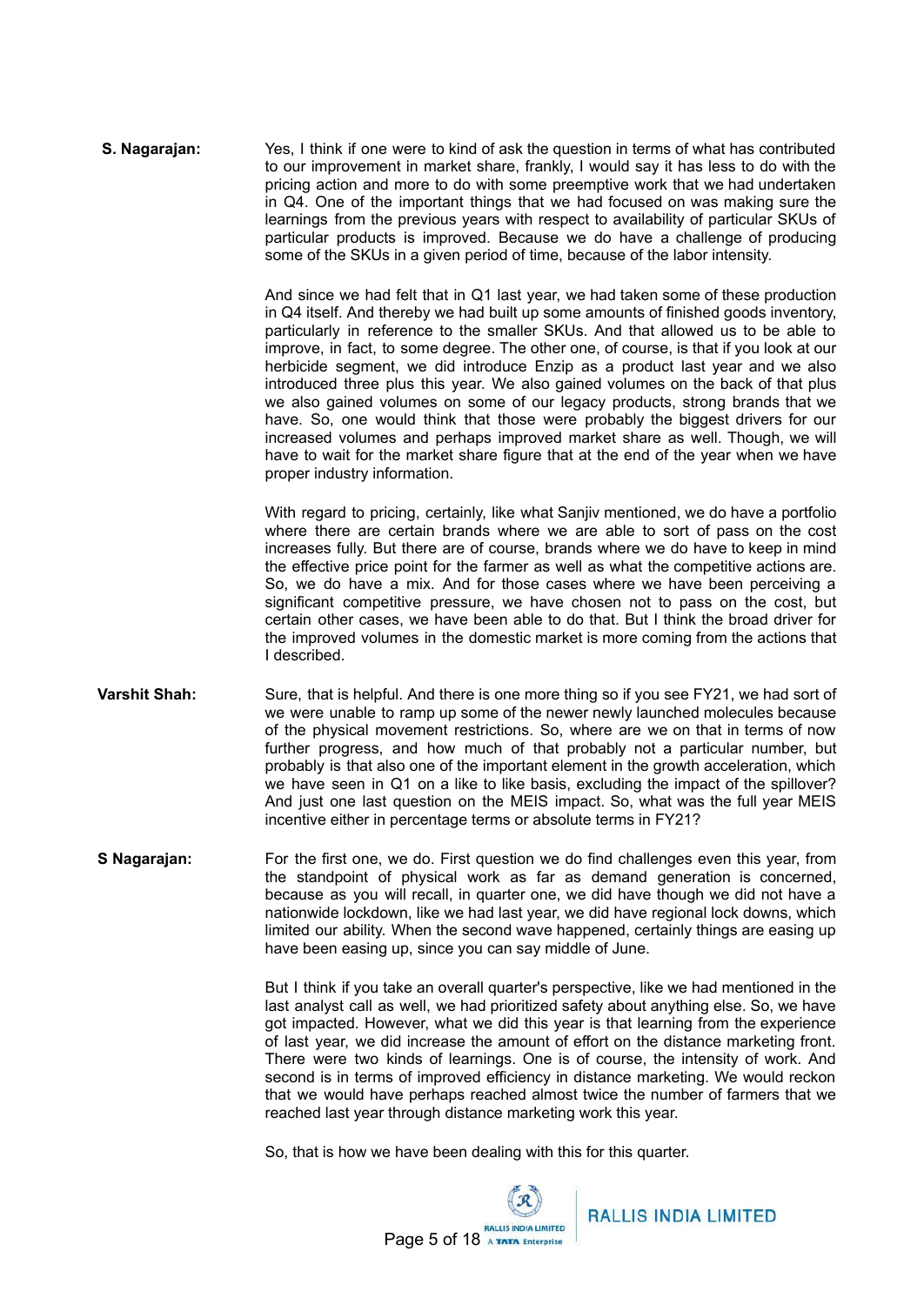**S. Nagarajan:** Yes, I think if one were to kind of ask the question in terms of what has contributed to our improvement in market share, frankly, I would say it has less to do with the pricing action and more to do with some preemptive work that we had undertaken in Q4. One of the important things that we had focused on was making sure the learnings from the previous years with respect to availability of particular SKUs of particular products is improved. Because we do have a challenge of producing some of the SKUs in a given period of time, because of the labor intensity.

And since we had felt that in Q1 last year, we had taken some of these production in Q4 itself. And thereby we had built up some amounts of finished goods inventory, particularly in reference to the smaller SKUs. And that allowed us to be able to improve, in fact, to some degree. The other one, of course, is that if you look at our herbicide segment, we did introduce Enzip as a product last year and we also introduced three plus this year. We also gained volumes on the back of that plus we also gained volumes on some of our legacy products, strong brands that we have. So, one would think that those were probably the biggest drivers for our increased volumes and perhaps improved market share as well. Though, we will have to wait for the market share figure that at the end of the year when we have proper industry information.

With regard to pricing, certainly, like what Sanjiv mentioned, we do have a portfolio where there are certain brands where we are able to sort of pass on the cost increases fully. But there are of course, brands where we do have to keep in mind the effective price point for the farmer as well as what the competitive actions are. So, we do have a mix. And for those cases where we have been perceiving a significant competitive pressure, we have chosen not to pass on the cost, but certain other cases, we have been able to do that. But I think the broad driver for the improved volumes in the domestic market is more coming from the actions that I described.

**Varshit Shah:** Sure, that is helpful. And there is one more thing so if you see FY21, we had sort of we were unable to ramp up some of the newer newly launched molecules because of the physical movement restrictions. So, where are we on that in terms of now further progress, and how much of that probably not a particular number, but probably is that also one of the important element in the growth acceleration, which we have seen in Q1 on a like to like basis, excluding the impact of the spillover? And just one last question on the MEIS impact. So, what was the full year MEIS incentive either in percentage terms or absolute terms in FY21?

**S Nagarajan:** For the first one, we do. First question we do find challenges even this year, from the standpoint of physical work as far as demand generation is concerned, because as you will recall, in quarter one, we did have though we did not have a nationwide lockdown, like we had last year, we did have regional lock downs, which limited our ability. When the second wave happened, certainly things are easing up have been easing up, since you can say middle of June.

But I think if you take an overall quarter's perspective, like we had mentioned in the last analyst call as well, we had prioritized safety about anything else. So, we have got impacted. However, what we did this year is that learning from the experience of last year, we did increase the amount of effort on the distance marketing front. There were two kinds of learnings. One is of course, the intensity of work. And second is in terms of improved efficiency in distance marketing. We would reckon that we would have perhaps reached almost twice the number of farmers that we reached last year through distance marketing work this year.

So, that is how we have been dealing with this for this quarter.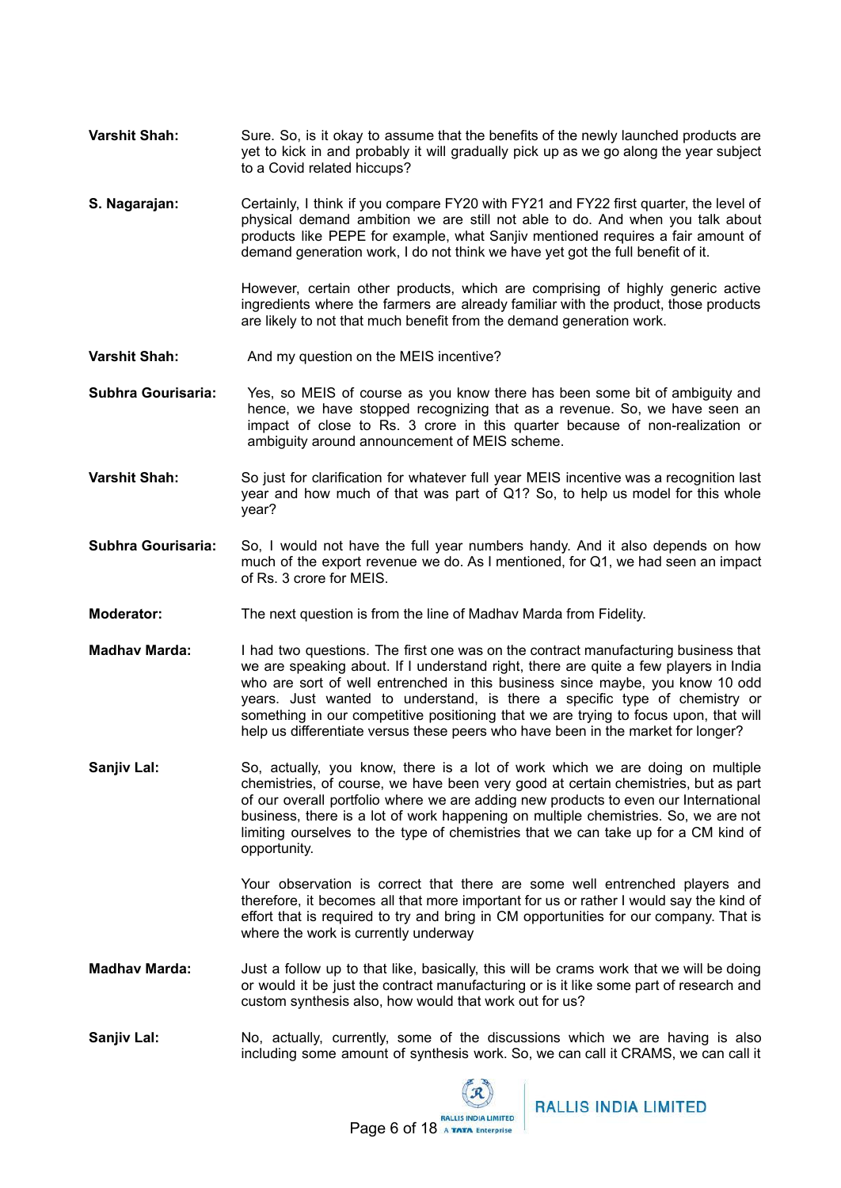**Varshit Shah:** Sure. So, is it okay to assume that the benefits of the newly launched products are yet to kick in and probably it will gradually pick up as we go along the year subject to a Covid related hiccups?

**S. Nagarajan:** Certainly, I think if you compare FY20 with FY21 and FY22 first quarter, the level of physical demand ambition we are still not able to do. And when you talk about products like PEPE for example, what Sanjiv mentioned requires a fair amount of demand generation work, I do not think we have yet got the full benefit of it.

However, certain other products, which are comprising of highly generic active ingredients where the farmers are already familiar with the product, those products are likely to not that much benefit from the demand generation work.

**Varshit Shah:** And my question on the MEIS incentive?

**Subhra Gourisaria:** Yes, so MEIS of course as you know there has been some bit of ambiguity and hence, we have stopped recognizing that as a revenue. So, we have seen an impact of close to Rs. 3 crore in this quarter because of non-realization or ambiguity around announcement of MEIS scheme.

**Varshit Shah:** So just for clarification for whatever full year MEIS incentive was a recognition last year and how much of that was part of Q1? So, to help us model for this whole year?

**Subhra Gourisaria:** So, I would not have the full year numbers handy. And it also depends on how much of the export revenue we do. As I mentioned, for Q1, we had seen an impact of Rs. 3 crore for MEIS.

**Moderator:** The next question is from the line of Madhav Marda from Fidelity.

**Madhav Marda:** I had two questions. The first one was on the contract manufacturing business that we are speaking about. If I understand right, there are quite a few players in India who are sort of well entrenched in this business since maybe, you know 10 odd years. Just wanted to understand, is there a specific type of chemistry or something in our competitive positioning that we are trying to focus upon, that will help us differentiate versus these peers who have been in the market for longer?

**Sanjiv Lal:** So, actually, you know, there is a lot of work which we are doing on multiple chemistries, of course, we have been very good at certain chemistries, but as part of our overall portfolio where we are adding new products to even our International business, there is a lot of work happening on multiple chemistries. So, we are not limiting ourselves to the type of chemistries that we can take up for a CM kind of opportunity.

Your observation is correct that there are some well entrenched players and therefore, it becomes all that more important for us or rather I would say the kind of effort that is required to try and bring in CM opportunities for our company. That is where the work is currently underway

**Madhav Marda:** Just a follow up to that like, basically, this will be crams work that we will be doing or would it be just the contract manufacturing or is it like some part of research and custom synthesis also, how would that work out for us?

**Sanjiv Lal:** No, actually, currently, some of the discussions which we are having is also including some amount of synthesis work. So, we can call it CRAMS, we can call it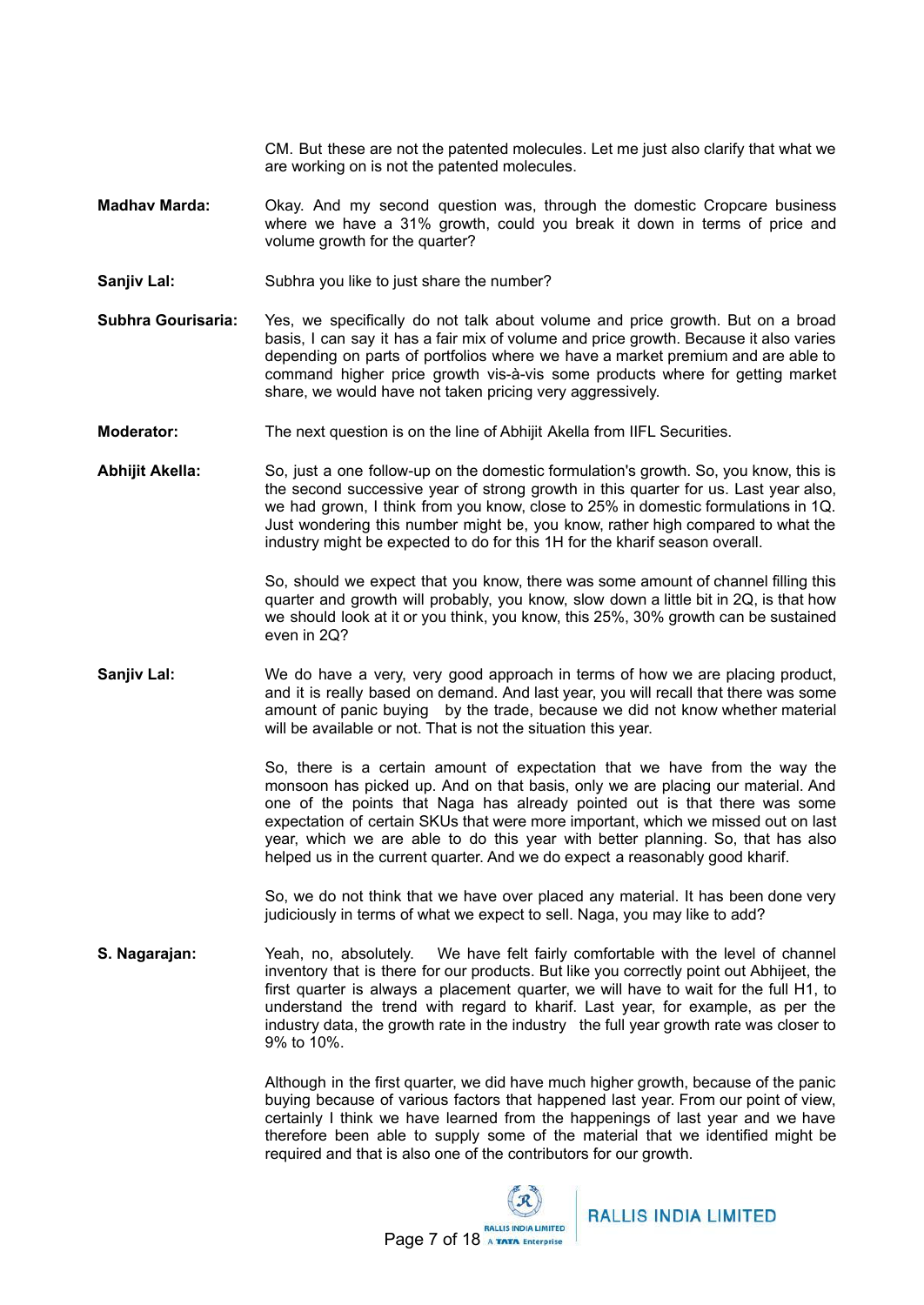CM. But these are not the patented molecules. Let me just also clarify that what we are working on is not the patented molecules.

**Madhav Marda:** Okay. And my second question was, through the domestic Cropcare business where we have a 31% growth, could you break it down in terms of price and volume growth for the quarter?

**Sanjiv Lal:** Subhra you like to just share the number?

**Subhra Gourisaria:** Yes, we specifically do not talk about volume and price growth. But on a broad basis, I can say it has a fair mix of volume and price growth. Because it also varies depending on parts of portfolios where we have a market premium and are able to command higher price growth vis-à-vis some products where for getting market share, we would have not taken pricing very aggressively.

**Moderator:** The next question is on the line of Abhijit Akella from IIFL Securities.

**Abhijit Akella:** So, just a one follow-up on the domestic formulation's growth. So, you know, this is the second successive year of strong growth in this quarter for us. Last year also, we had grown, I think from you know, close to 25% in domestic formulations in 1Q. Just wondering this number might be, you know, rather high compared to what the industry might be expected to do for this 1H for the kharif season overall.

So, should we expect that you know, there was some amount of channel filling this quarter and growth will probably, you know, slow down a little bit in 2Q, is that how we should look at it or you think, you know, this 25%, 30% growth can be sustained even in 2Q?

**Sanjiv Lal:** We do have a very, very good approach in terms of how we are placing product, and it is really based on demand. And last year, you will recall that there was some amount of panic buying by the trade, because we did not know whether material will be available or not. That is not the situation this year.

So, there is a certain amount of expectation that we have from the way the monsoon has picked up. And on that basis, only we are placing our material. And one of the points that Naga has already pointed out is that there was some expectation of certain SKUs that were more important, which we missed out on last year, which we are able to do this year with better planning. So, that has also helped us in the current quarter. And we do expect a reasonably good kharif.

So, we do not think that we have over placed any material. It has been done very judiciously in terms of what we expect to sell. Naga, you may like to add?

**S. Nagarajan:** Yeah, no, absolutely. We have felt fairly comfortable with the level of channel inventory that is there for our products. But like you correctly point out Abhijeet, the first quarter is always a placement quarter, we will have to wait for the full H1, to understand the trend with regard to kharif. Last year, for example, as per the industry data, the growth rate in the industry the full year growth rate was closer to 9% to 10%.

Although in the first quarter, we did have much higher growth, because of the panic buying because of various factors that happened last year. From our point of view, certainly I think we have learned from the happenings of last year and we have therefore been able to supply some of the material that we identified might be required and that is also one of the contributors for our growth.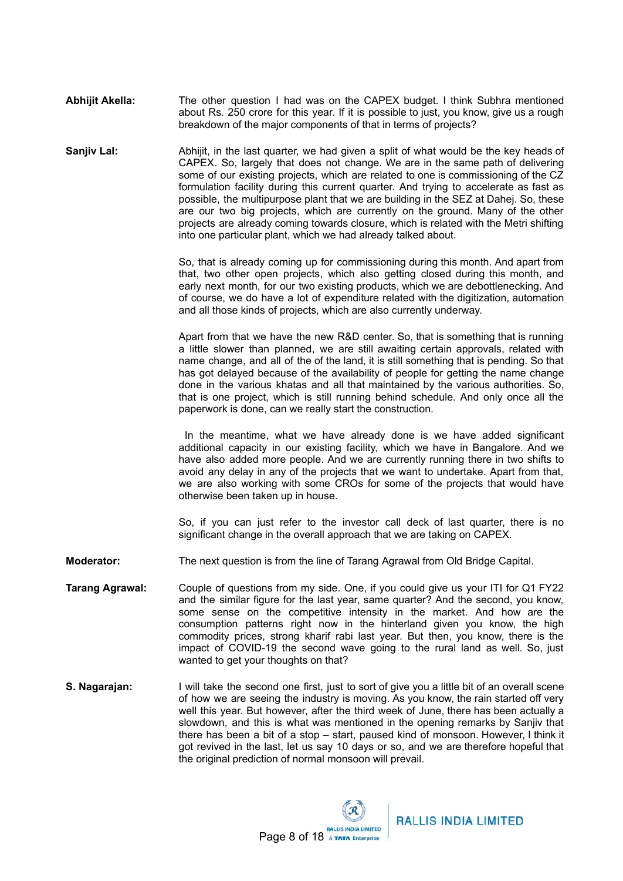**Abhijit Akella:** The other question I had was on the CAPEX budget. I think Subhra mentioned about Rs. 250 crore for this year. If it is possible to just, you know, give us a rough breakdown of the major components of that in terms of projects?

**Sanjiv Lal:** Abhijit, in the last quarter, we had given a split of what would be the key heads of CAPEX. So, largely that does not change. We are in the same path of delivering some of our existing projects, which are related to one is commissioning of the CZ formulation facility during this current quarter. And trying to accelerate as fast as possible, the multipurpose plant that we are building in the SEZ at Dahej. So, these are our two big projects, which are currently on the ground. Many of the other projects are already coming towards closure, which is related with the Metri shifting into one particular plant, which we had already talked about.

So, that is already coming up for commissioning during this month. And apart from that, two other open projects, which also getting closed during this month, and early next month, for our two existing products, which we are debottlenecking. And of course, we do have a lot of expenditure related with the digitization, automation and all those kinds of projects, which are also currently underway.

Apart from that we have the new R&D center. So, that is something that is running a little slower than planned, we are still awaiting certain approvals, related with name change, and all of the of the land, it is still something that is pending. So that has got delayed because of the availability of people for getting the name change done in the various khatas and all that maintained by the various authorities. So, that is one project, which is still running behind schedule. And only once all the paperwork is done, can we really start the construction.

In the meantime, what we have already done is we have added significant additional capacity in our existing facility, which we have in Bangalore. And we have also added more people. And we are currently running there in two shifts to avoid any delay in any of the projects that we want to undertake. Apart from that, we are also working with some CROs for some of the projects that would have otherwise been taken up in house.

So, if you can just refer to the investor call deck of last quarter, there is no significant change in the overall approach that we are taking on CAPEX.

**Moderator:** The next question is from the line of Tarang Agrawal from Old Bridge Capital.

**Tarang Agrawal:** Couple of questions from my side. One, if you could give us your ITI for Q1 FY22 and the similar figure for the last year, same quarter? And the second, you know, some sense on the competitive intensity in the market. And how are the consumption patterns right now in the hinterland given you know, the high commodity prices, strong kharif rabi last year. But then, you know, there is the impact of COVID-19 the second wave going to the rural land as well. So, just wanted to get your thoughts on that?

**S. Nagarajan:** I will take the second one first, just to sort of give you a little bit of an overall scene of how we are seeing the industry is moving. As you know, the rain started off very well this year. But however, after the third week of June, there has been actually a slowdown, and this is what was mentioned in the opening remarks by Sanjiv that there has been a bit of a stop – start, paused kind of monsoon. However, I think it got revived in the last, let us say 10 days or so, and we are therefore hopeful that the original prediction of normal monsoon will prevail.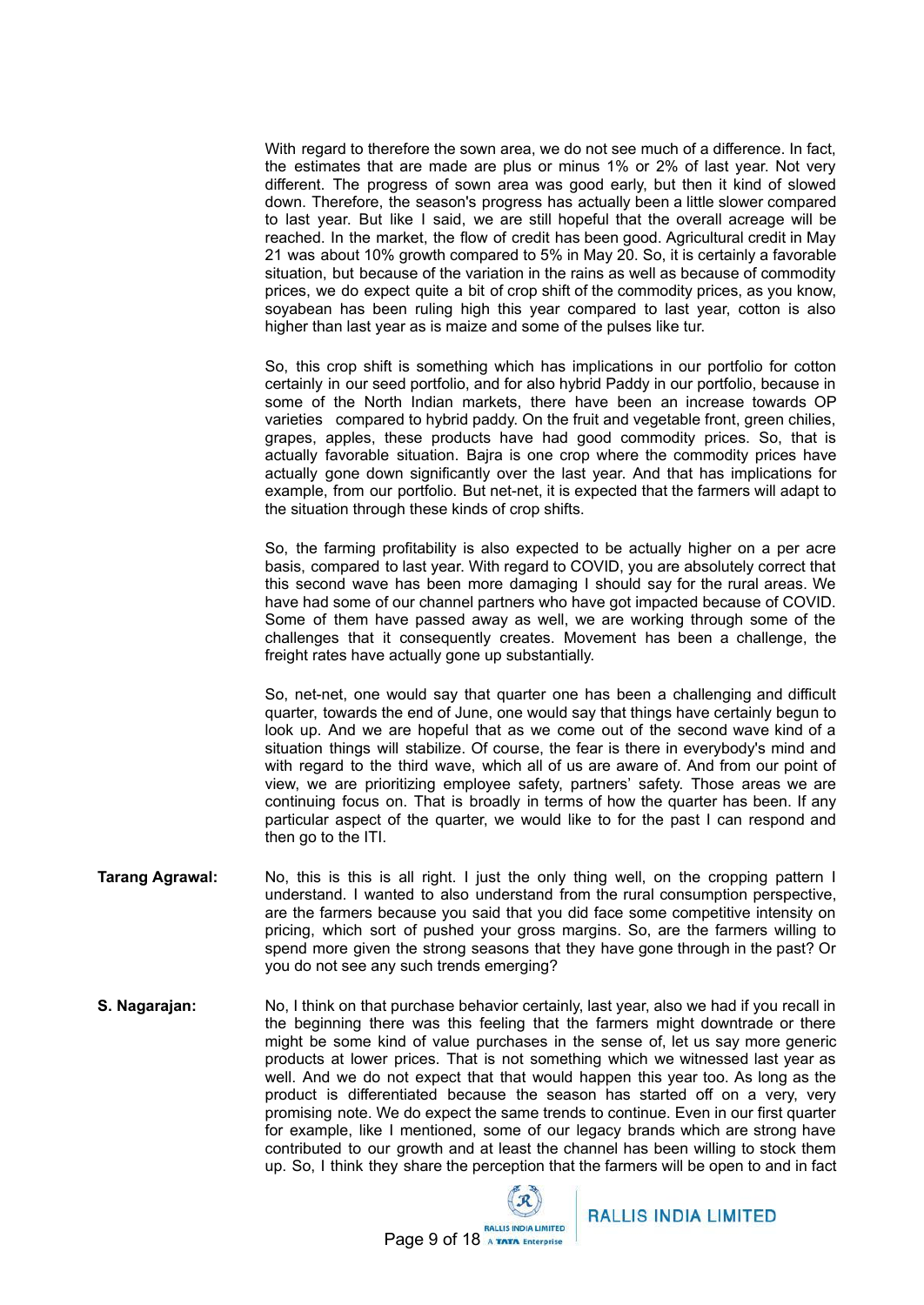With regard to therefore the sown area, we do not see much of a difference. In fact, the estimates that are made are plus or minus 1% or 2% of last year. Not very different. The progress of sown area was good early, but then it kind of slowed down. Therefore, the season's progress has actually been a little slower compared to last year. But like I said, we are still hopeful that the overall acreage will be reached. In the market, the flow of credit has been good. Agricultural credit in May 21 was about 10% growth compared to 5% in May 20. So, it is certainly a favorable situation, but because of the variation in the rains as well as because of commodity prices, we do expect quite a bit of crop shift of the commodity prices, as you know, soyabean has been ruling high this year compared to last year, cotton is also higher than last year as is maize and some of the pulses like tur.

So, this crop shift is something which has implications in our portfolio for cotton certainly in our seed portfolio, and for also hybrid Paddy in our portfolio, because in some of the North Indian markets, there have been an increase towards OP varieties compared to hybrid paddy. On the fruit and vegetable front, green chilies, grapes, apples, these products have had good commodity prices. So, that is actually favorable situation. Bajra is one crop where the commodity prices have actually gone down significantly over the last year. And that has implications for example, from our portfolio. But net-net, it is expected that the farmers will adapt to the situation through these kinds of crop shifts.

So, the farming profitability is also expected to be actually higher on a per acre basis, compared to last year. With regard to COVID, you are absolutely correct that this second wave has been more damaging I should say for the rural areas. We have had some of our channel partners who have got impacted because of COVID. Some of them have passed away as well, we are working through some of the challenges that it consequently creates. Movement has been a challenge, the freight rates have actually gone up substantially.

So, net-net, one would say that quarter one has been a challenging and difficult quarter, towards the end of June, one would say that things have certainly begun to look up. And we are hopeful that as we come out of the second wave kind of a situation things will stabilize. Of course, the fear is there in everybody's mind and with regard to the third wave, which all of us are aware of. And from our point of view, we are prioritizing employee safety, partners' safety. Those areas we are continuing focus on. That is broadly in terms of how the quarter has been. If any particular aspect of the quarter, we would like to for the past I can respond and then go to the ITI.

**Tarang Agrawal:** No, this is this is all right. I just the only thing well, on the cropping pattern I understand. I wanted to also understand from the rural consumption perspective, are the farmers because you said that you did face some competitive intensity on pricing, which sort of pushed your gross margins. So, are the farmers willing to spend more given the strong seasons that they have gone through in the past? Or you do not see any such trends emerging?

**S. Nagarajan:** No, I think on that purchase behavior certainly, last year, also we had if you recall in the beginning there was this feeling that the farmers might downtrade or there might be some kind of value purchases in the sense of, let us say more generic products at lower prices. That is not something which we witnessed last year as well. And we do not expect that that would happen this year too. As long as the product is differentiated because the season has started off on a very, very promising note. We do expect the same trends to continue. Even in our first quarter for example, like I mentioned, some of our legacy brands which are strong have contributed to our growth and at least the channel has been willing to stock them up. So, I think they share the perception that the farmers will be open to and in fact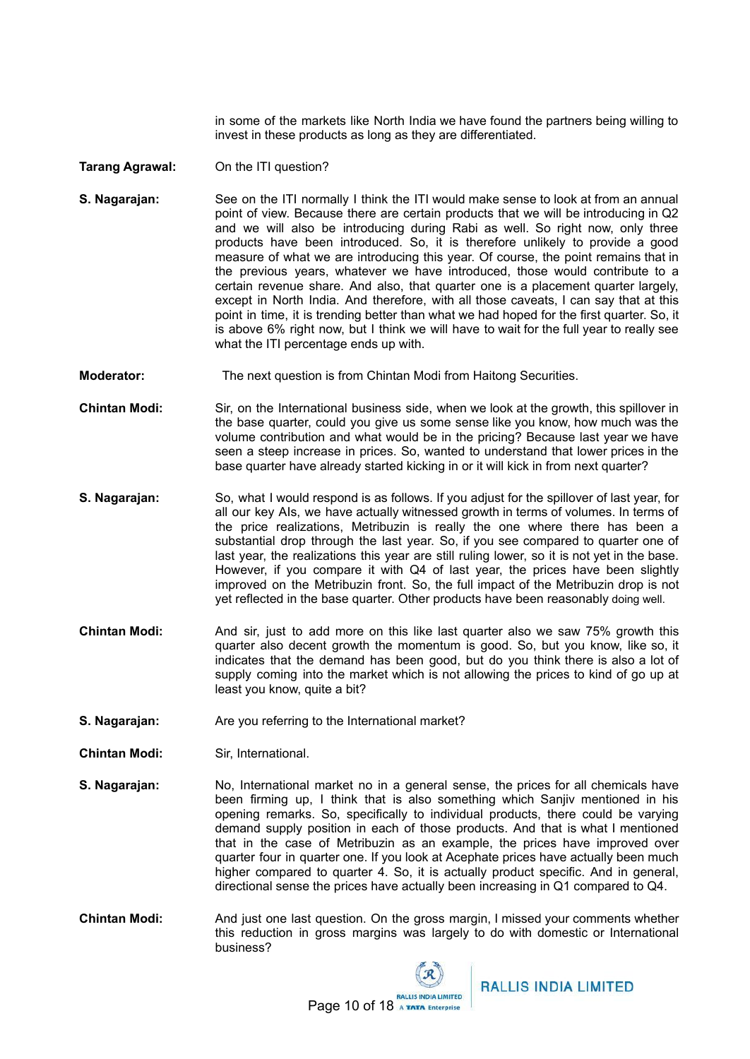in some of the markets like North India we have found the partners being willing to invest in these products as long as they are differentiated.

**Tarang Agrawal:** On the ITI question?

**S. Nagarajan:** See on the ITI normally I think the ITI would make sense to look at from an annual point of view. Because there are certain products that we will be introducing in Q2 and we will also be introducing during Rabi as well. So right now, only three products have been introduced. So, it is therefore unlikely to provide a good measure of what we are introducing this year. Of course, the point remains that in the previous years, whatever we have introduced, those would contribute to a certain revenue share. And also, that quarter one is a placement quarter largely, except in North India. And therefore, with all those caveats, I can say that at this point in time, it is trending better than what we had hoped for the first quarter. So, it is above 6% right now, but I think we will have to wait for the full year to really see what the ITI percentage ends up with.

**Moderator:** The next question is from Chintan Modi from Haitong Securities.

**Chintan Modi:** Sir, on the International business side, when we look at the growth, this spillover in the base quarter, could you give us some sense like you know, how much was the volume contribution and what would be in the pricing? Because last year we have seen a steep increase in prices. So, wanted to understand that lower prices in the base quarter have already started kicking in or it will kick in from next quarter?

**S. Nagarajan:** So, what I would respond is as follows. If you adjust for the spillover of last year, for all our key AIs, we have actually witnessed growth in terms of volumes. In terms of the price realizations, Metribuzin is really the one where there has been a substantial drop through the last year. So, if you see compared to quarter one of last year, the realizations this year are still ruling lower, so it is not yet in the base. However, if you compare it with Q4 of last year, the prices have been slightly improved on the Metribuzin front. So, the full impact of the Metribuzin drop is not yet reflected in the base quarter. Other products have been reasonably doing well.

**Chintan Modi:** And sir, just to add more on this like last quarter also we saw 75% growth this quarter also decent growth the momentum is good. So, but you know, like so, it indicates that the demand has been good, but do you think there is also a lot of supply coming into the market which is not allowing the prices to kind of go up at least you know, quite a bit?

**S. Nagarajan:** Are you referring to the International market?

**Chintan Modi:** Sir, International.

**S. Nagarajan:** No, International market no in a general sense, the prices for all chemicals have been firming up, I think that is also something which Sanjiv mentioned in his opening remarks. So, specifically to individual products, there could be varying demand supply position in each of those products. And that is what I mentioned that in the case of Metribuzin as an example, the prices have improved over quarter four in quarter one. If you look at Acephate prices have actually been much higher compared to quarter 4. So, it is actually product specific. And in general, directional sense the prices have actually been increasing in Q1 compared to Q4.

**Chintan Modi:** And just one last question. On the gross margin, I missed your comments whether this reduction in gross margins was largely to do with domestic or International business?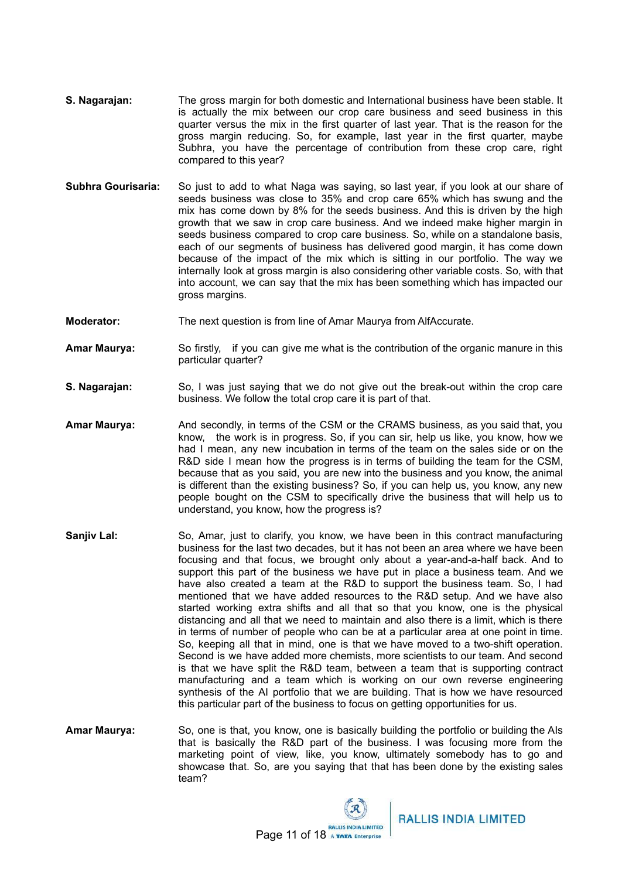**S. Nagarajan:** The gross margin for both domestic and International business have been stable. It is actually the mix between our crop care business and seed business in this quarter versus the mix in the first quarter of last year. That is the reason for the gross margin reducing. So, for example, last year in the first quarter, maybe Subhra, you have the percentage of contribution from these crop care, right compared to this year?

**Subhra Gourisaria:** So just to add to what Naga was saying, so last year, if you look at our share of seeds business was close to 35% and crop care 65% which has swung and the mix has come down by 8% for the seeds business. And this is driven by the high growth that we saw in crop care business. And we indeed make higher margin in seeds business compared to crop care business. So, while on a standalone basis, each of our segments of business has delivered good margin, it has come down because of the impact of the mix which is sitting in our portfolio. The way we internally look at gross margin is also considering other variable costs. So, with that into account, we can say that the mix has been something which has impacted our gross margins.

**Moderator:** The next question is from line of Amar Maurya from AlfAccurate.

**Amar Maurya:** So firstly, if you can give me what is the contribution of the organic manure in this particular quarter?

**S. Nagarajan:** So, I was just saying that we do not give out the break-out within the crop care business. We follow the total crop care it is part of that.

**Amar Maurya:** And secondly, in terms of the CSM or the CRAMS business, as you said that, you know, the work is in progress. So, if you can sir, help us like, you know, how we had I mean, any new incubation in terms of the team on the sales side or on the R&D side I mean how the progress is in terms of building the team for the CSM, because that as you said, you are new into the business and you know, the animal is different than the existing business? So, if you can help us, you know, any new people bought on the CSM to specifically drive the business that will help us to understand, you know, how the progress is?

**Sanjiv Lal:** So, Amar, just to clarify, you know, we have been in this contract manufacturing business for the last two decades, but it has not been an area where we have been focusing and that focus, we brought only about a year-and-a-half back. And to support this part of the business we have put in place a business team. And we have also created a team at the R&D to support the business team. So, I had mentioned that we have added resources to the R&D setup. And we have also started working extra shifts and all that so that you know, one is the physical distancing and all that we need to maintain and also there is a limit, which is there in terms of number of people who can be at a particular area at one point in time. So, keeping all that in mind, one is that we have moved to a two-shift operation. Second is we have added more chemists, more scientists to our team. And second is that we have split the R&D team, between a team that is supporting contract manufacturing and a team which is working on our own reverse engineering synthesis of the AI portfolio that we are building. That is how we have resourced this particular part of the business to focus on getting opportunities for us.

**Amar Maurya:** So, one is that, you know, one is basically building the portfolio or building the AIs that is basically the R&D part of the business. I was focusing more from the marketing point of view, like, you know, ultimately somebody has to go and showcase that. So, are you saying that that has been done by the existing sales team?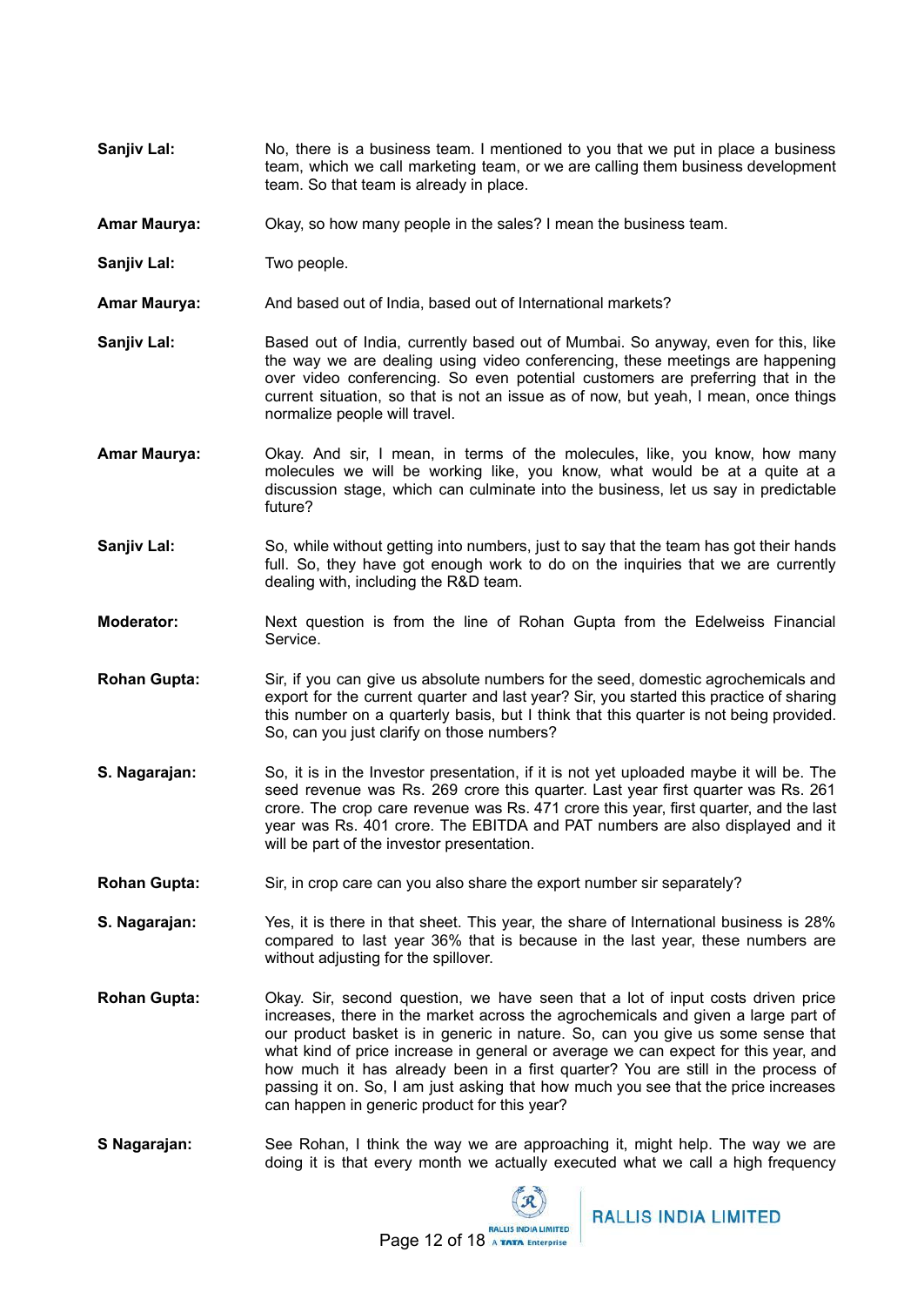**Sanjiv Lal:** No, there is a business team. I mentioned to you that we put in place a business team, which we call marketing team, or we are calling them business development team. So that team is already in place.

**Amar Maurya:** Okay, so how many people in the sales? I mean the business team.

**Sanjiv Lal:** Two people.

**Amar Maurya:** And based out of India, based out of International markets?

**Sanjiv Lal:** Based out of India, currently based out of Mumbai. So anyway, even for this, like the way we are dealing using video conferencing, these meetings are happening over video conferencing. So even potential customers are preferring that in the current situation, so that is not an issue as of now, but yeah, I mean, once things normalize people will travel.

**Amar Maurya:** Okay. And sir, I mean, in terms of the molecules, like, you know, how many molecules we will be working like, you know, what would be at a quite at a discussion stage, which can culminate into the business, let us say in predictable future?

**Sanjiv Lal:** So, while without getting into numbers, just to say that the team has got their hands full. So, they have got enough work to do on the inquiries that we are currently dealing with, including the R&D team.

**Moderator:** Next question is from the line of Rohan Gupta from the Edelweiss Financial Service.

**Rohan Gupta:** Sir, if you can give us absolute numbers for the seed, domestic agrochemicals and export for the current quarter and last year? Sir, you started this practice of sharing this number on a quarterly basis, but I think that this quarter is not being provided. So, can you just clarify on those numbers?

**S. Nagarajan:** So, it is in the Investor presentation, if it is not yet uploaded maybe it will be. The seed revenue was Rs. 269 crore this quarter. Last year first quarter was Rs. 261 crore. The crop care revenue was Rs. 471 crore this year, first quarter, and the last year was Rs. 401 crore. The EBITDA and PAT numbers are also displayed and it will be part of the investor presentation.

**Rohan Gupta:** Sir, in crop care can you also share the export number sir separately?

**S. Nagarajan:** Yes, it is there in that sheet. This year, the share of International business is 28% compared to last year 36% that is because in the last year, these numbers are without adjusting for the spillover.

**Rohan Gupta:** Okay. Sir, second question, we have seen that a lot of input costs driven price increases, there in the market across the agrochemicals and given a large part of our product basket is in generic in nature. So, can you give us some sense that what kind of price increase in general or average we can expect for this year, and how much it has already been in a first quarter? You are still in the process of passing it on. So, I am just asking that how much you see that the price increases can happen in generic product for this year?

**S Nagarajan:** See Rohan, I think the way we are approaching it, might help. The way we are doing it is that every month we actually executed what we call a high frequency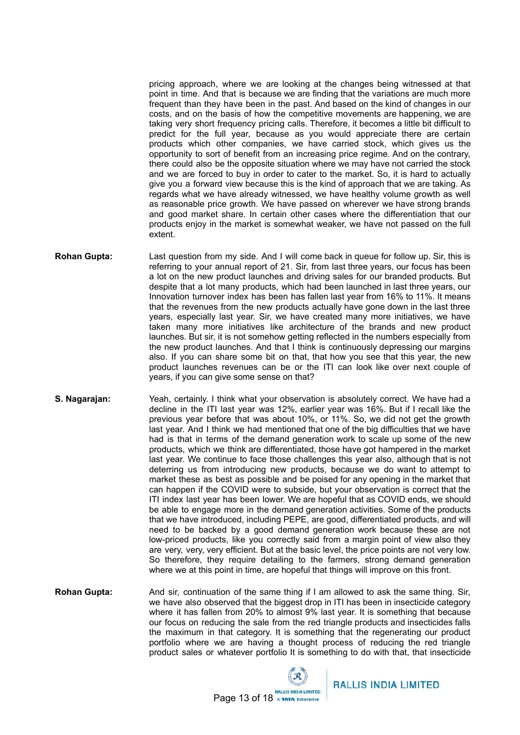pricing approach, where we are looking at the changes being witnessed at that point in time. And that is because we are finding that the variations are much more frequent than they have been in the past. And based on the kind of changes in our costs, and on the basis of how the competitive movements are happening, we are taking very short frequency pricing calls. Therefore, it becomes a little bit difficult to predict for the full year, because as you would appreciate there are certain products which other companies, we have carried stock, which gives us the opportunity to sort of benefit from an increasing price regime. And on the contrary, there could also be the opposite situation where we may have not carried the stock and we are forced to buy in order to cater to the market. So, it is hard to actually give you a forward view because this is the kind of approach that we are taking. As regards what we have already witnessed, we have healthy volume growth as well as reasonable price growth. We have passed on wherever we have strong brands and good market share. In certain other cases where the differentiation that our products enjoy in the market is somewhat weaker, we have not passed on the full extent.

**Rohan Gupta:** Last question from my side. And I will come back in queue for follow up. Sir, this is referring to your annual report of 21. Sir, from last three years, our focus has been a lot on the new product launches and driving sales for our branded products. But despite that a lot many products, which had been launched in last three years, our Innovation turnover index has been has fallen last year from 16% to 11%. It means that the revenues from the new products actually have gone down in the last three years, especially last year. Sir, we have created many more initiatives, we have taken many more initiatives like architecture of the brands and new product launches. But sir, it is not somehow getting reflected in the numbers especially from the new product launches. And that I think is continuously depressing our margins also. If you can share some bit on that, that how you see that this year, the new product launches revenues can be or the ITI can look like over next couple of years, if you can give some sense on that?

**S. Nagarajan:** Yeah, certainly. I think what your observation is absolutely correct. We have had a decline in the ITI last year was 12%, earlier year was 16%. But if I recall like the previous year before that was about 10%, or 11%. So, we did not get the growth last year. And I think we had mentioned that one of the big difficulties that we have had is that in terms of the demand generation work to scale up some of the new products, which we think are differentiated, those have got hampered in the market last year. We continue to face those challenges this year also, although that is not deterring us from introducing new products, because we do want to attempt to market these as best as possible and be poised for any opening in the market that can happen if the COVID were to subside, but your observation is correct that the ITI index last year has been lower. We are hopeful that as COVID ends, we should be able to engage more in the demand generation activities. Some of the products that we have introduced, including PEPE, are good, differentiated products, and will need to be backed by a good demand generation work because these are not low-priced products, like you correctly said from a margin point of view also they are very, very, very efficient. But at the basic level, the price points are not very low. So therefore, they require detailing to the farmers, strong demand generation where we at this point in time, are hopeful that things will improve on this front.

**Rohan Gupta:** And sir, continuation of the same thing if I am allowed to ask the same thing. Sir, we have also observed that the biggest drop in ITI has been in insecticide category where it has fallen from 20% to almost 9% last year. It is something that because our focus on reducing the sale from the red triangle products and insecticides falls the maximum in that category. It is something that the regenerating our product portfolio where we are having a thought process of reducing the red triangle product sales or whatever portfolio It is something to do with that, that insecticide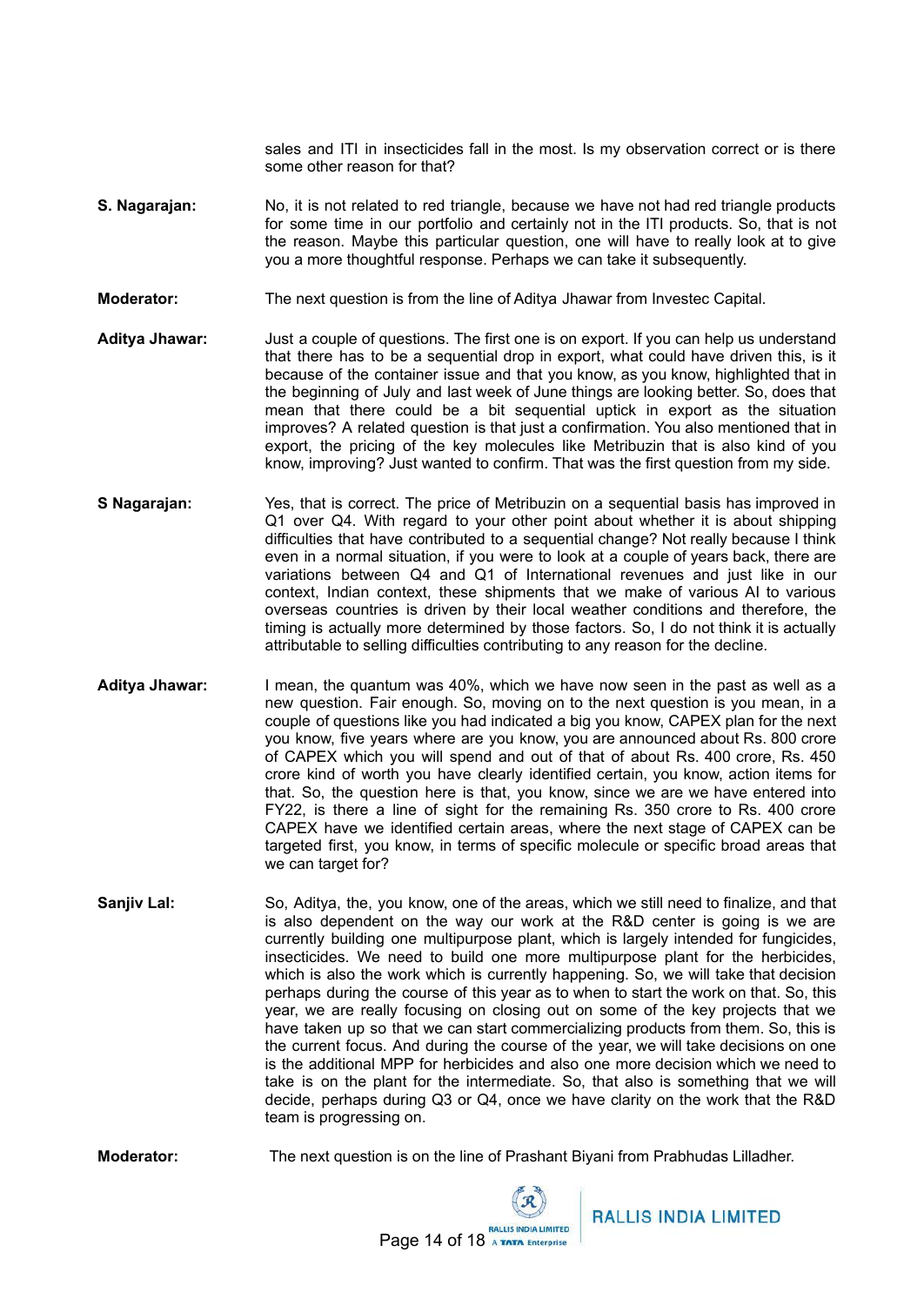sales and ITI in insecticides fall in the most. Is my observation correct or is there some other reason for that?

**S. Nagarajan:** No, it is not related to red triangle, because we have not had red triangle products for some time in our portfolio and certainly not in the ITI products. So, that is not the reason. Maybe this particular question, one will have to really look at to give you a more thoughtful response. Perhaps we can take it subsequently.

**Moderator:** The next question is from the line of Aditya Jhawar from Investec Capital.

**Aditya Jhawar:** Just a couple of questions. The first one is on export. If you can help us understand that there has to be a sequential drop in export, what could have driven this, is it because of the container issue and that you know, as you know, highlighted that in the beginning of July and last week of June things are looking better. So, does that mean that there could be a bit sequential uptick in export as the situation improves? A related question is that just a confirmation. You also mentioned that in export, the pricing of the key molecules like Metribuzin that is also kind of you know, improving? Just wanted to confirm. That was the first question from my side.

**S Nagarajan:** Yes, that is correct. The price of Metribuzin on a sequential basis has improved in Q1 over Q4. With regard to your other point about whether it is about shipping difficulties that have contributed to a sequential change? Not really because I think even in a normal situation, if you were to look at a couple of years back, there are variations between Q4 and Q1 of International revenues and just like in our context, Indian context, these shipments that we make of various AI to various overseas countries is driven by their local weather conditions and therefore, the timing is actually more determined by those factors. So, I do not think it is actually attributable to selling difficulties contributing to any reason for the decline.

**Aditya Jhawar:** I mean, the quantum was 40%, which we have now seen in the past as well as a new question. Fair enough. So, moving on to the next question is you mean, in a couple of questions like you had indicated a big you know, CAPEX plan for the next you know, five years where are you know, you are announced about Rs. 800 crore of CAPEX which you will spend and out of that of about Rs. 400 crore, Rs. 450 crore kind of worth you have clearly identified certain, you know, action items for that. So, the question here is that, you know, since we are we have entered into FY22, is there a line of sight for the remaining Rs. 350 crore to Rs. 400 crore CAPEX have we identified certain areas, where the next stage of CAPEX can be targeted first, you know, in terms of specific molecule or specific broad areas that we can target for?

**Sanjiv Lal:** So, Aditya, the, you know, one of the areas, which we still need to finalize, and that is also dependent on the way our work at the R&D center is going is we are currently building one multipurpose plant, which is largely intended for fungicides, insecticides. We need to build one more multipurpose plant for the herbicides, which is also the work which is currently happening. So, we will take that decision perhaps during the course of this year as to when to start the work on that. So, this year, we are really focusing on closing out on some of the key projects that we have taken up so that we can start commercializing products from them. So, this is the current focus. And during the course of the year, we will take decisions on one is the additional MPP for herbicides and also one more decision which we need to take is on the plant for the intermediate. So, that also is something that we will decide, perhaps during Q3 or Q4, once we have clarity on the work that the R&D team is progressing on.

**Moderator:** The next question is on the line of Prashant Biyani from Prabhudas Lilladher.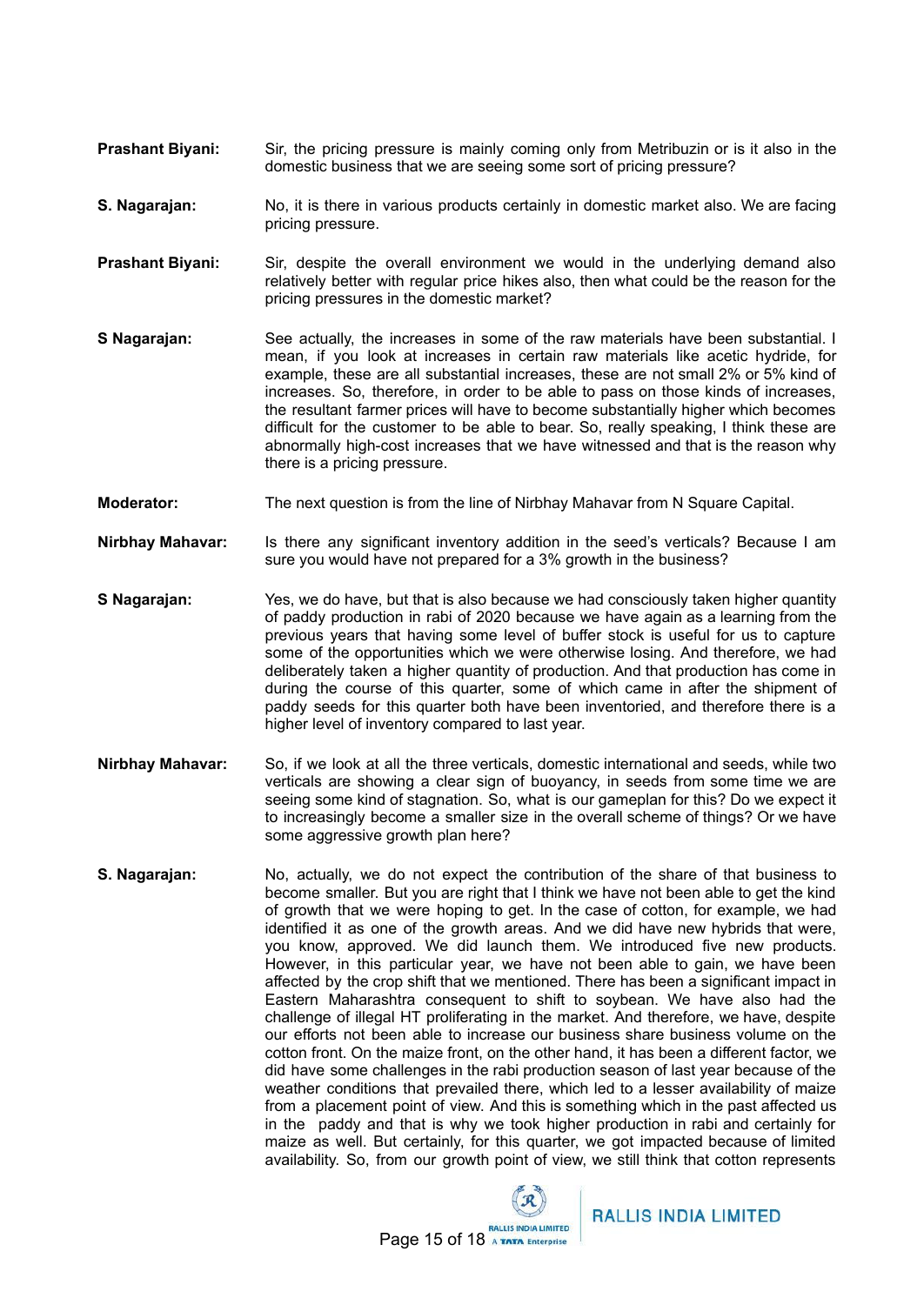**Prashant Biyani:** Sir, the pricing pressure is mainly coming only from Metribuzin or is it also in the domestic business that we are seeing some sort of pricing pressure?

**S. Nagarajan:** No, it is there in various products certainly in domestic market also. We are facing pricing pressure.

**Prashant Biyani:** Sir, despite the overall environment we would in the underlying demand also relatively better with regular price hikes also, then what could be the reason for the pricing pressures in the domestic market?

**S Nagarajan:** See actually, the increases in some of the raw materials have been substantial. I mean, if you look at increases in certain raw materials like acetic hydride, for example, these are all substantial increases, these are not small 2% or 5% kind of increases. So, therefore, in order to be able to pass on those kinds of increases, the resultant farmer prices will have to become substantially higher which becomes difficult for the customer to be able to bear. So, really speaking, I think these are abnormally high-cost increases that we have witnessed and that is the reason why there is a pricing pressure.

**Moderator:** The next question is from the line of Nirbhay Mahavar from N Square Capital.

**Nirbhay Mahavar:** Is there any significant inventory addition in the seed's verticals? Because I am sure you would have not prepared for a 3% growth in the business?

**S Nagarajan:** Yes, we do have, but that is also because we had consciously taken higher quantity of paddy production in rabi of 2020 because we have again as a learning from the previous years that having some level of buffer stock is useful for us to capture some of the opportunities which we were otherwise losing. And therefore, we had deliberately taken a higher quantity of production. And that production has come in during the course of this quarter, some of which came in after the shipment of paddy seeds for this quarter both have been inventoried, and therefore there is a higher level of inventory compared to last year.

**Nirbhay Mahavar:** So, if we look at all the three verticals, domestic international and seeds, while two verticals are showing a clear sign of buoyancy, in seeds from some time we are seeing some kind of stagnation. So, what is our gameplan for this? Do we expect it to increasingly become a smaller size in the overall scheme of things? Or we have some aggressive growth plan here?

**S. Nagarajan:** No, actually, we do not expect the contribution of the share of that business to become smaller. But you are right that I think we have not been able to get the kind of growth that we were hoping to get. In the case of cotton, for example, we had identified it as one of the growth areas. And we did have new hybrids that were, you know, approved. We did launch them. We introduced five new products. However, in this particular year, we have not been able to gain, we have been affected by the crop shift that we mentioned. There has been a significant impact in Eastern Maharashtra consequent to shift to soybean. We have also had the challenge of illegal HT proliferating in the market. And therefore, we have, despite our efforts not been able to increase our business share business volume on the cotton front. On the maize front, on the other hand, it has been a different factor, we did have some challenges in the rabi production season of last year because of the weather conditions that prevailed there, which led to a lesser availability of maize from a placement point of view. And this is something which in the past affected us in the paddy and that is why we took higher production in rabi and certainly for maize as well. But certainly, for this quarter, we got impacted because of limited availability. So, from our growth point of view, we still think that cotton represents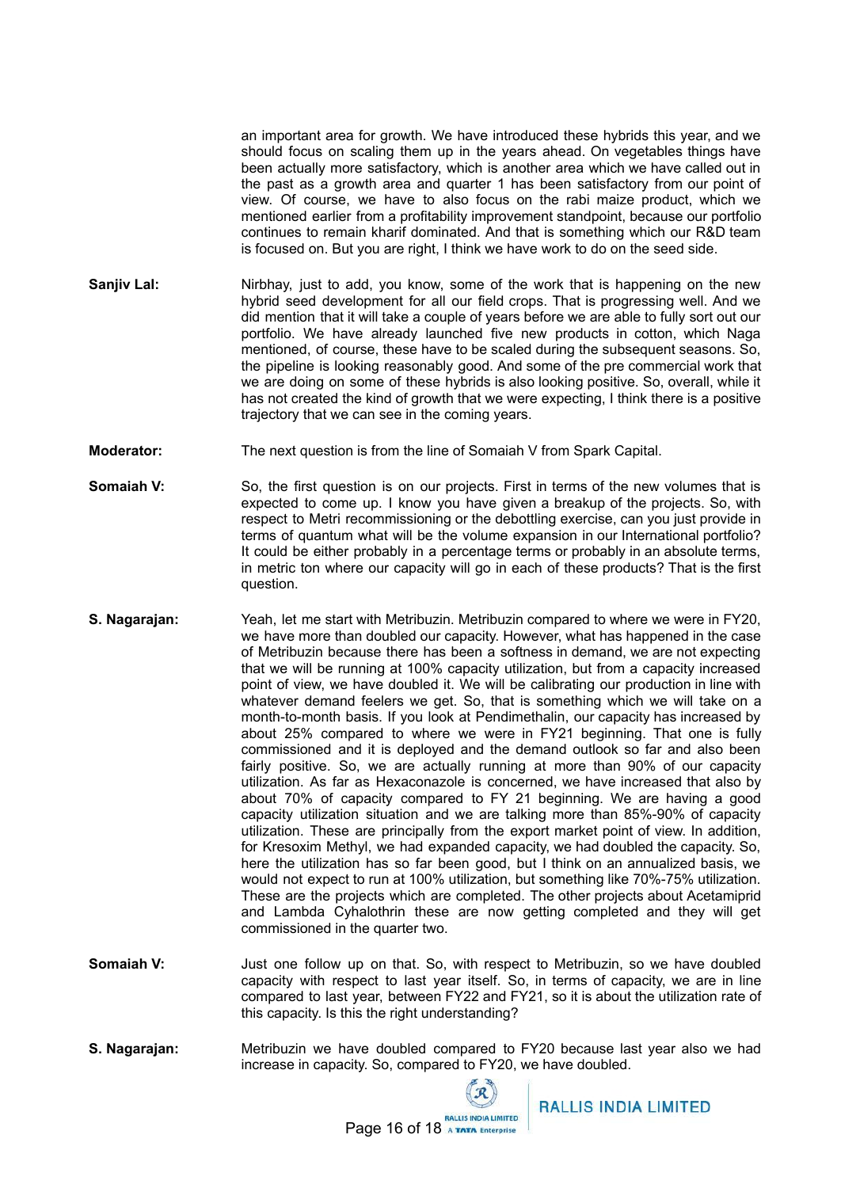an important area for growth. We have introduced these hybrids this year, and we should focus on scaling them up in the years ahead. On vegetables things have been actually more satisfactory, which is another area which we have called out in the past as a growth area and quarter 1 has been satisfactory from our point of view. Of course, we have to also focus on the rabi maize product, which we mentioned earlier from a profitability improvement standpoint, because our portfolio continues to remain kharif dominated. And that is something which our R&D team is focused on. But you are right, I think we have work to do on the seed side.

**Sanjiv Lal:** Nirbhay, just to add, you know, some of the work that is happening on the new hybrid seed development for all our field crops. That is progressing well. And we did mention that it will take a couple of years before we are able to fully sort out our portfolio. We have already launched five new products in cotton, which Naga mentioned, of course, these have to be scaled during the subsequent seasons. So, the pipeline is looking reasonably good. And some of the pre commercial work that we are doing on some of these hybrids is also looking positive. So, overall, while it has not created the kind of growth that we were expecting, I think there is a positive trajectory that we can see in the coming years.

**Moderator:** The next question is from the line of Somaiah V from Spark Capital.

**Somaiah V:** So, the first question is on our projects. First in terms of the new volumes that is expected to come up. I know you have given a breakup of the projects. So, with respect to Metri recommissioning or the debottling exercise, can you just provide in terms of quantum what will be the volume expansion in our International portfolio? It could be either probably in a percentage terms or probably in an absolute terms, in metric ton where our capacity will go in each of these products? That is the first question.

**S. Nagarajan:** Yeah, let me start with Metribuzin. Metribuzin compared to where we were in FY20, we have more than doubled our capacity. However, what has happened in the case of Metribuzin because there has been a softness in demand, we are not expecting that we will be running at 100% capacity utilization, but from a capacity increased point of view, we have doubled it. We will be calibrating our production in line with whatever demand feelers we get. So, that is something which we will take on a month-to-month basis. If you look at Pendimethalin, our capacity has increased by about 25% compared to where we were in FY21 beginning. That one is fully commissioned and it is deployed and the demand outlook so far and also been fairly positive. So, we are actually running at more than 90% of our capacity utilization. As far as Hexaconazole is concerned, we have increased that also by about 70% of capacity compared to FY 21 beginning. We are having a good capacity utilization situation and we are talking more than 85%-90% of capacity utilization. These are principally from the export market point of view. In addition, for Kresoxim Methyl, we had expanded capacity, we had doubled the capacity. So, here the utilization has so far been good, but I think on an annualized basis, we would not expect to run at 100% utilization, but something like 70%-75% utilization. These are the projects which are completed. The other projects about Acetamiprid and Lambda Cyhalothrin these are now getting completed and they will get commissioned in the quarter two.

**Somaiah V:** Just one follow up on that. So, with respect to Metribuzin, so we have doubled capacity with respect to last year itself. So, in terms of capacity, we are in line compared to last year, between FY22 and FY21, so it is about the utilization rate of this capacity. Is this the right understanding?

**S. Nagarajan:** Metribuzin we have doubled compared to FY20 because last year also we had increase in capacity. So, compared to FY20, we have doubled.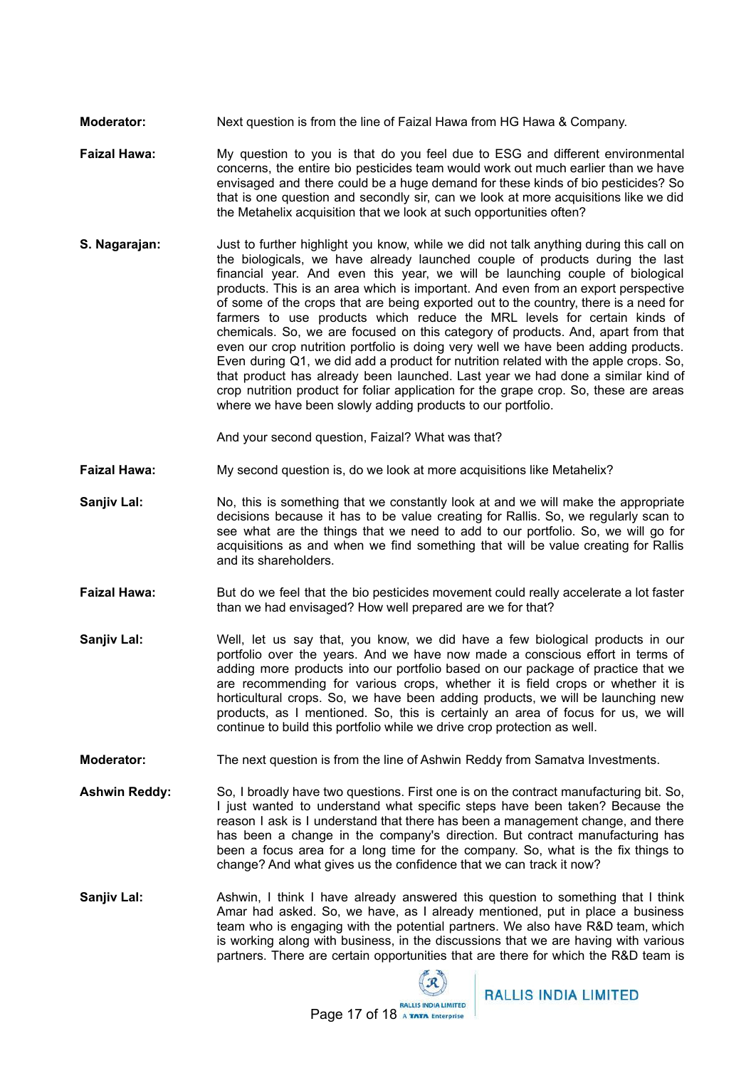**Moderator:** Next question is from the line of Faizal Hawa from HG Hawa & Company.

**Faizal Hawa:** My question to you is that do you feel due to ESG and different environmental concerns, the entire bio pesticides team would work out much earlier than we have envisaged and there could be a huge demand for these kinds of bio pesticides? So that is one question and secondly sir, can we look at more acquisitions like we did the Metahelix acquisition that we look at such opportunities often?

**S. Nagarajan:** Just to further highlight you know, while we did not talk anything during this call on the biologicals, we have already launched couple of products during the last financial year. And even this year, we will be launching couple of biological products. This is an area which is important. And even from an export perspective of some of the crops that are being exported out to the country, there is a need for farmers to use products which reduce the MRL levels for certain kinds of chemicals. So, we are focused on this category of products. And, apart from that even our crop nutrition portfolio is doing very well we have been adding products. Even during Q1, we did add a product for nutrition related with the apple crops. So, that product has already been launched. Last year we had done a similar kind of crop nutrition product for foliar application for the grape crop. So, these are areas where we have been slowly adding products to our portfolio.

And your second question, Faizal? What was that?

**Faizal Hawa:** My second question is, do we look at more acquisitions like Metahelix?

**Sanjiv Lal:** No, this is something that we constantly look at and we will make the appropriate decisions because it has to be value creating for Rallis. So, we regularly scan to see what are the things that we need to add to our portfolio. So, we will go for acquisitions as and when we find something that will be value creating for Rallis and its shareholders.

**Faizal Hawa:** But do we feel that the bio pesticides movement could really accelerate a lot faster than we had envisaged? How well prepared are we for that?

**Sanjiv Lal:** Well, let us say that, you know, we did have a few biological products in our portfolio over the years. And we have now made a conscious effort in terms of adding more products into our portfolio based on our package of practice that we are recommending for various crops, whether it is field crops or whether it is horticultural crops. So, we have been adding products, we will be launching new products, as I mentioned. So, this is certainly an area of focus for us, we will continue to build this portfolio while we drive crop protection as well.

**Moderator:** The next question is from the line of Ashwin Reddy from Samatva Investments.

**Ashwin Reddy:** So, I broadly have two questions. First one is on the contract manufacturing bit. So, I just wanted to understand what specific steps have been taken? Because the reason I ask is I understand that there has been a management change, and there has been a change in the company's direction. But contract manufacturing has been a focus area for a long time for the company. So, what is the fix things to change? And what gives us the confidence that we can track it now?

**Sanjiv Lal:** Ashwin, I think I have already answered this question to something that I think Amar had asked. So, we have, as I already mentioned, put in place a business team who is engaging with the potential partners. We also have R&D team, which is working along with business, in the discussions that we are having with various partners. There are certain opportunities that are there for which the R&D team is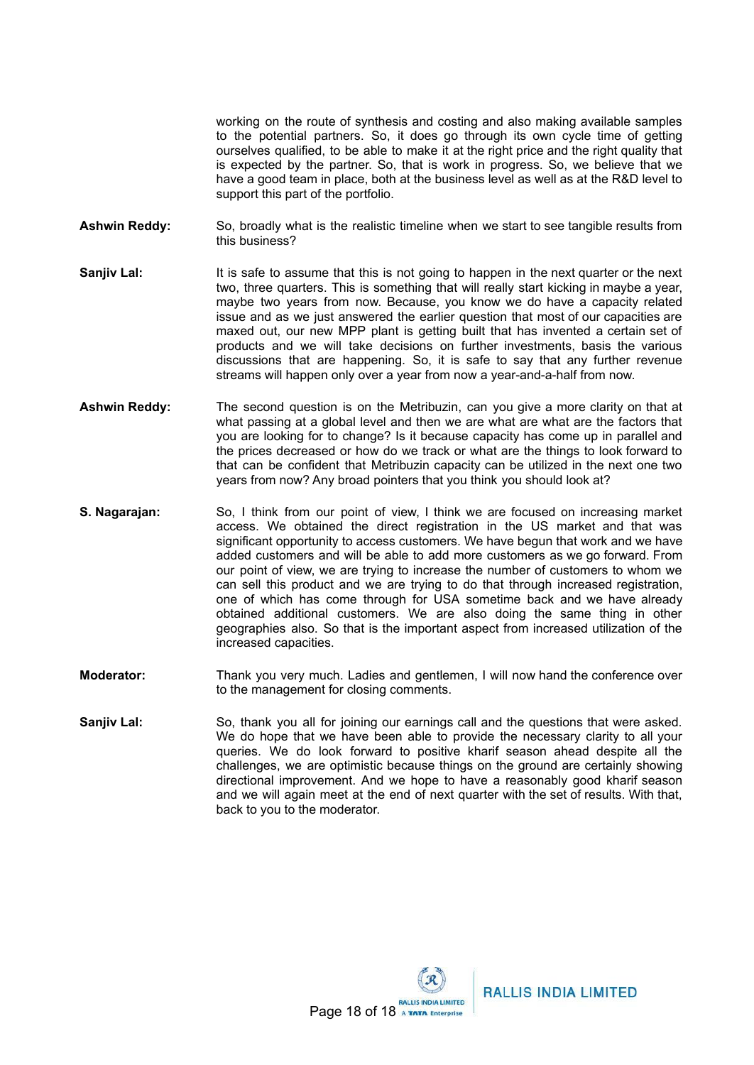working on the route of synthesis and costing and also making available samples to the potential partners. So, it does go through its own cycle time of getting ourselves qualified, to be able to make it at the right price and the right quality that is expected by the partner. So, that is work in progress. So, we believe that we have a good team in place, both at the business level as well as at the R&D level to support this part of the portfolio.

**Ashwin Reddy:** So, broadly what is the realistic timeline when we start to see tangible results from this business?

**Sanjiv Lal:** It is safe to assume that this is not going to happen in the next quarter or the next two, three quarters. This is something that will really start kicking in maybe a year, maybe two years from now. Because, you know we do have a capacity related issue and as we just answered the earlier question that most of our capacities are maxed out, our new MPP plant is getting built that has invented a certain set of products and we will take decisions on further investments, basis the various discussions that are happening. So, it is safe to say that any further revenue streams will happen only over a year from now a year-and-a-half from now.

**Ashwin Reddy:** The second question is on the Metribuzin, can you give a more clarity on that at what passing at a global level and then we are what are what are the factors that you are looking for to change? Is it because capacity has come up in parallel and the prices decreased or how do we track or what are the things to look forward to that can be confident that Metribuzin capacity can be utilized in the next one two years from now? Any broad pointers that you think you should look at?

**S. Nagarajan:** So, I think from our point of view, I think we are focused on increasing market access. We obtained the direct registration in the US market and that was significant opportunity to access customers. We have begun that work and we have added customers and will be able to add more customers as we go forward. From our point of view, we are trying to increase the number of customers to whom we can sell this product and we are trying to do that through increased registration, one of which has come through for USA sometime back and we have already obtained additional customers. We are also doing the same thing in other geographies also. So that is the important aspect from increased utilization of the increased capacities.

**Moderator:** Thank you very much. Ladies and gentlemen, I will now hand the conference over to the management for closing comments.

**Sanjiv Lal:** So, thank you all for joining our earnings call and the questions that were asked. We do hope that we have been able to provide the necessary clarity to all your queries. We do look forward to positive kharif season ahead despite all the challenges, we are optimistic because things on the ground are certainly showing directional improvement. And we hope to have a reasonably good kharif season and we will again meet at the end of next quarter with the set of results. With that, back to you to the moderator.